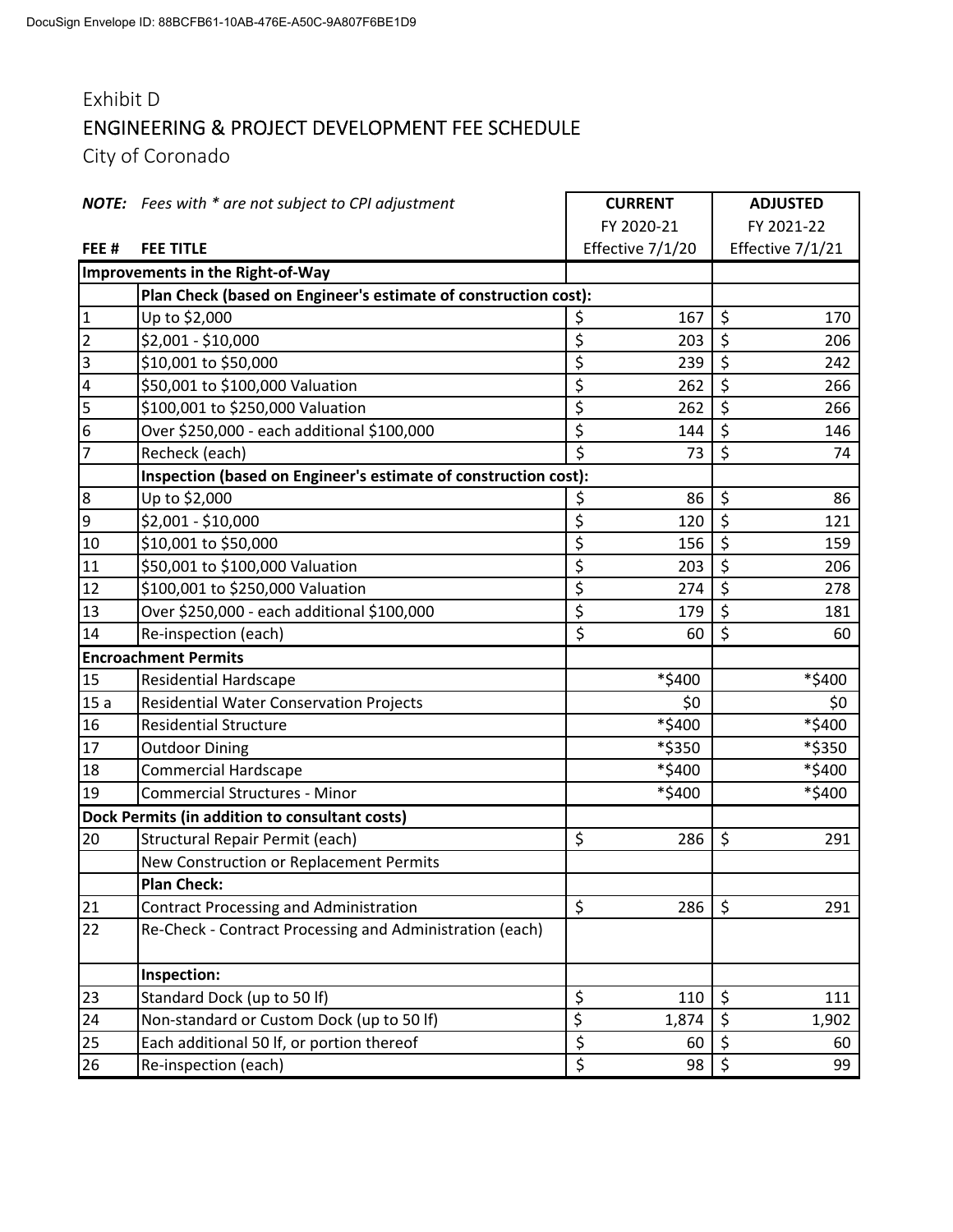DocuSign Envelope ID: 88BCFB61-10AB-476E-A50C-9A807F6BE1D9

Exhibit D

## ENGINEERING & PROJECT DEVELOPMENT FEE SCHEDULE

City of Coronado

| ***NOTE:*** *Fees with * are not subject to CPI adjustment* | | **CURRENT** FY 2020-21 Effective 7/1/20 | **ADJUSTED** FY 2021-22 Effective 7/1/21 |
|---|---|---|---|
| **FEE #** | **FEE TITLE** | | |
| **Improvements in the Right-of-Way** | | | |
| | **Plan Check (based on Engineer's estimate of construction cost):** | | |
| 1 | Up to $2,000 | $ 167 | $ 170 |
| 2 | $2,001 - $10,000 | $ 203 | $ 206 |
| 3 | $10,001 to $50,000 | $ 239 | $ 242 |
| 4 | $50,001 to $100,000 Valuation | $ 262 | $ 266 |
| 5 | $100,001 to $250,000 Valuation | $ 262 | $ 266 |
| 6 | Over $250,000 - each additional $100,000 | $ 144 | $ 146 |
| 7 | Recheck (each) | $ 73 | $ 74 |
| | **Inspection (based on Engineer's estimate of construction cost):** | | |
| 8 | Up to $2,000 | $ 86 | $ 86 |
| 9 | $2,001 - $10,000 | $ 120 | $ 121 |
| 10 | $10,001 to $50,000 | $ 156 | $ 159 |
| 11 | $50,001 to $100,000 Valuation | $ 203 | $ 206 |
| 12 | $100,001 to $250,000 Valuation | $ 274 | $ 278 |
| 13 | Over $250,000 - each additional $100,000 | $ 179 | $ 181 |
| 14 | Re-inspection (each) | $ 60 | $ 60 |
| **Encroachment Permits** | | | |
| 15 | Residential Hardscape | *$400 | *$400 |
| 15 a | Residential Water Conservation Projects | $0 | $0 |
| 16 | Residential Structure | *$400 | *$400 |
| 17 | Outdoor Dining | *$350 | *$350 |
| 18 | Commercial Hardscape | *$400 | *$400 |
| 19 | Commercial Structures - Minor | *$400 | *$400 |
| **Dock Permits (in addition to consultant costs)** | | | |
| 20 | Structural Repair Permit (each) | $ 286 | $ 291 |
| | New Construction or Replacement Permits | | |
| | **Plan Check:** | | |
| 21 | Contract Processing and Administration | $ 286 | $ 291 |
| 22 | Re-Check - Contract Processing and Administration (each) | | |
| | **Inspection:** | | |
| 23 | Standard Dock (up to 50 lf) | $ 110 | $ 111 |
| 24 | Non-standard or Custom Dock (up to 50 lf) | $ 1,874 | $ 1,902 |
| 25 | Each additional 50 lf, or portion thereof | $ 60 | $ 60 |
| 26 | Re-inspection (each) | $ 98 | $ 99 |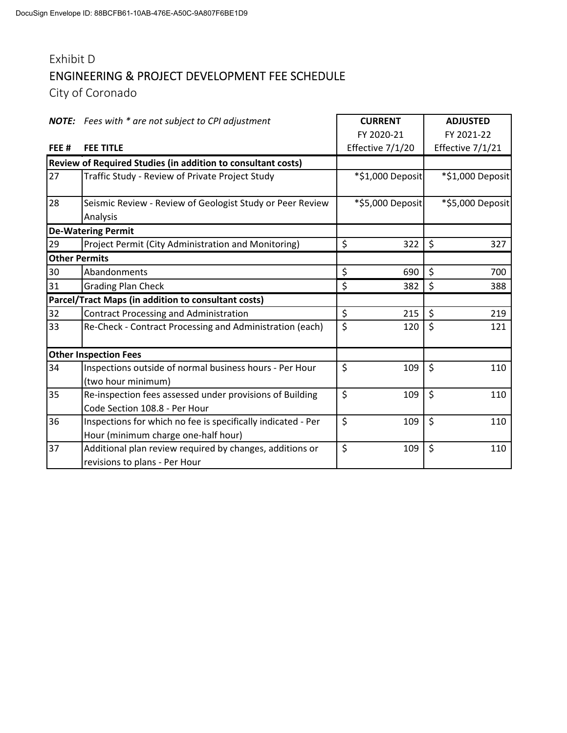Exhibit D

## ENGINEERING & PROJECT DEVELOPMENT FEE SCHEDULE

City of Coronado

***NOTE:*** *Fees with * are not subject to CPI adjustment*

| FEE # | FEE TITLE | CURRENT FY 2020-21 Effective 7/1/20 | ADJUSTED FY 2021-22 Effective 7/1/21 |
|---|---|---|---|
| **Review of Required Studies (in addition to consultant costs)** | | | |
| 27 | Traffic Study - Review of Private Project Study | *$1,000 Deposit | *$1,000 Deposit |
| 28 | Seismic Review - Review of Geologist Study or Peer Review Analysis | *$5,000 Deposit | *$5,000 Deposit |
| **De-Watering Permit** | | | |
| 29 | Project Permit (City Administration and Monitoring) | $ 322 | $ 327 |
| **Other Permits** | | | |
| 30 | Abandonments | $ 690 | $ 700 |
| 31 | Grading Plan Check | $ 382 | $ 388 |
| **Parcel/Tract Maps (in addition to consultant costs)** | | | |
| 32 | Contract Processing and Administration | $ 215 | $ 219 |
| 33 | Re-Check - Contract Processing and Administration (each) | $ 120 | $ 121 |
| **Other Inspection Fees** | | | |
| 34 | Inspections outside of normal business hours - Per Hour (two hour minimum) | $ 109 | $ 110 |
| 35 | Re-inspection fees assessed under provisions of Building Code Section 108.8 - Per Hour | $ 109 | $ 110 |
| 36 | Inspections for which no fee is specifically indicated - Per Hour (minimum charge one-half hour) | $ 109 | $ 110 |
| 37 | Additional plan review required by changes, additions or revisions to plans - Per Hour | $ 109 | $ 110 |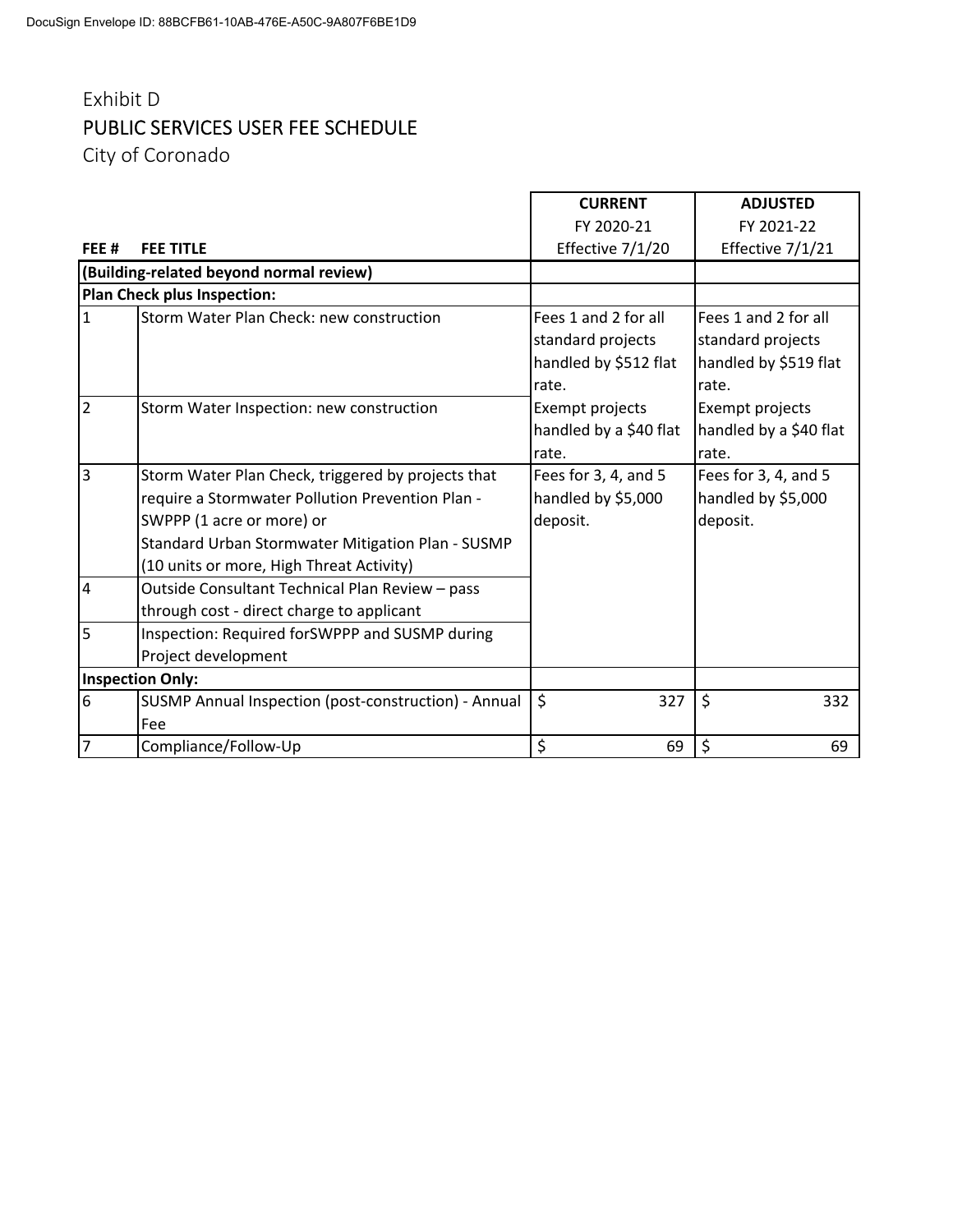Exhibit D

## PUBLIC SERVICES USER FEE SCHEDULE

City of Coronado

| FEE # | FEE TITLE | CURRENT FY 2020-21 Effective 7/1/20 | ADJUSTED FY 2021-22 Effective 7/1/21 |
|---|---|---|---|
| **(Building-related beyond normal review)** | | | |
| **Plan Check plus Inspection:** | | | |
| 1 | Storm Water Plan Check: new construction | Fees 1 and 2 for all standard projects handled by $512 flat rate. | Fees 1 and 2 for all standard projects handled by $519 flat rate. |
| 2 | Storm Water Inspection: new construction | Exempt projects handled by a $40 flat rate. | Exempt projects handled by a $40 flat rate. |
| 3 | Storm Water Plan Check, triggered by projects that require a Stormwater Pollution Prevention Plan - SWPPP (1 acre or more) or Standard Urban Stormwater Mitigation Plan - SUSMP (10 units or more, High Threat Activity) | Fees for 3, 4, and 5 handled by $5,000 deposit. | Fees for 3, 4, and 5 handled by $5,000 deposit. |
| 4 | Outside Consultant Technical Plan Review – pass through cost - direct charge to applicant | | |
| 5 | Inspection: Required forSWPPP and SUSMP during Project development | | |
| **Inspection Only:** | | | |
| 6 | SUSMP Annual Inspection (post-construction) - Annual Fee | $ 327 | $ 332 |
| 7 | Compliance/Follow-Up | $ 69 | $ 69 |